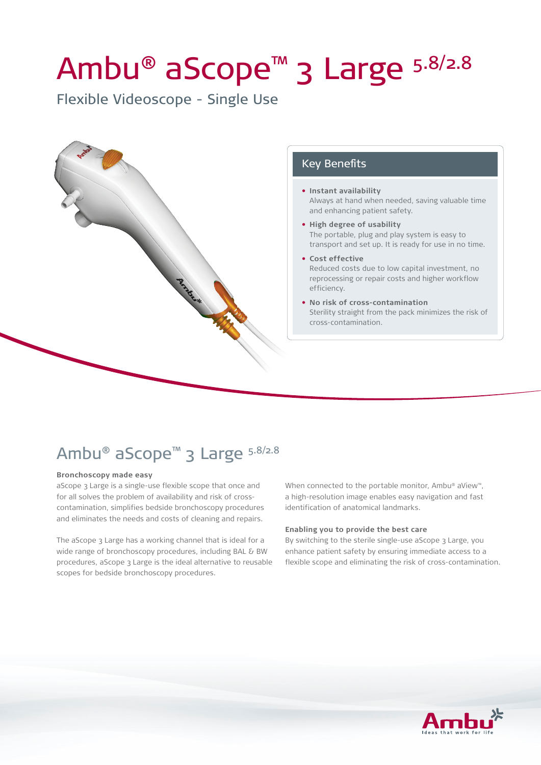# Ambu® aScope™ 3 Large 5.8/2.8

Flexible Videoscope - Single Use

## Key Benefits

- **Instant availability**
  Always at hand when needed, saving valuable time and enhancing patient safety.
- **High degree of usability**
  The portable, plug and play system is easy to transport and set up. It is ready for use in no time.
- **Cost effective**
  Reduced costs due to low capital investment, no reprocessing or repair costs and higher workflow efficiency.
- **No risk of cross-contamination**
  Sterility straight from the pack minimizes the risk of cross-contamination.

## Ambu® aScope™ 3 Large 5.8/2.8

**Bronchoscopy made easy**

aScope 3 Large is a single-use flexible scope that once and for all solves the problem of availability and risk of cross-contamination, simplifies bedside bronchoscopy procedures and eliminates the needs and costs of cleaning and repairs.

The aScope 3 Large has a working channel that is ideal for a wide range of bronchoscopy procedures, including BAL & BW procedures, aScope 3 Large is the ideal alternative to reusable scopes for bedside bronchoscopy procedures.

When connected to the portable monitor, Ambu® aView™, a high-resolution image enables easy navigation and fast identification of anatomical landmarks.

**Enabling you to provide the best care**

By switching to the sterile single-use aScope 3 Large, you enhance patient safety by ensuring immediate access to a flexible scope and eliminating the risk of cross-contamination.

Ambu
Ideas that work for life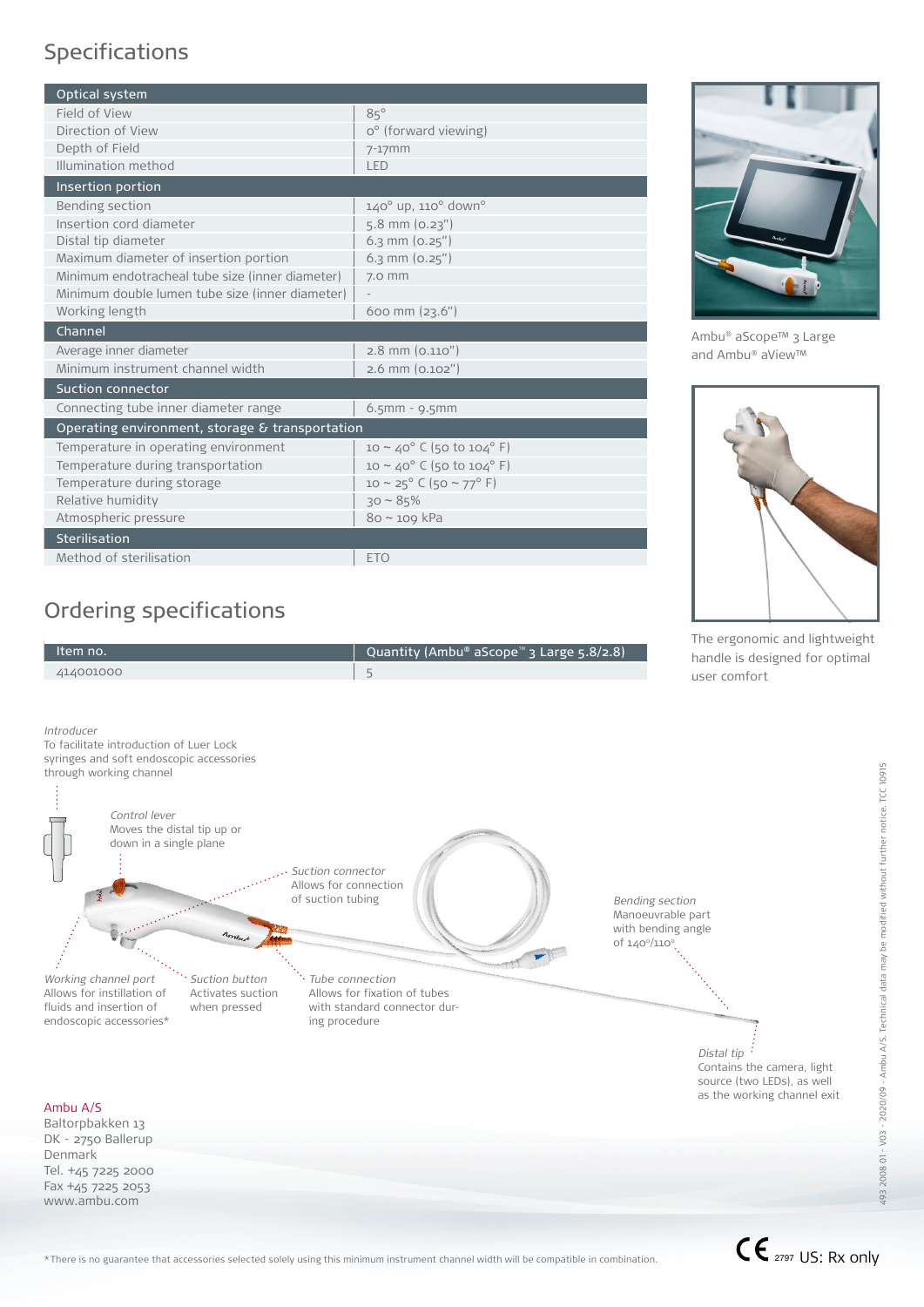## Specifications

| | |
|---|---|
| **Optical system** | |
| Field of View | 85° |
| Direction of View | 0° (forward viewing) |
| Depth of Field | 7-17mm |
| Illumination method | LED |
| **Insertion portion** | |
| Bending section | 140° up, 110° down° |
| Insertion cord diameter | 5.8 mm (0.23") |
| Distal tip diameter | 6.3 mm (0.25") |
| Maximum diameter of insertion portion | 6.3 mm (0.25") |
| Minimum endotracheal tube size (inner diameter) | 7.0 mm |
| Minimum double lumen tube size (inner diameter) | - |
| Working length | 600 mm (23.6") |
| **Channel** | |
| Average inner diameter | 2.8 mm (0.110") |
| Minimum instrument channel width | 2.6 mm (0.102") |
| **Suction connector** | |
| Connecting tube inner diameter range | 6.5mm - 9.5mm |
| **Operating environment, storage & transportation** | |
| Temperature in operating environment | 10 ~ 40° C (50 to 104° F) |
| Temperature during transportation | 10 ~ 40° C (50 to 104° F) |
| Temperature during storage | 10 ~ 25° C (50 ~ 77° F) |
| Relative humidity | 30 ~ 85% |
| Atmospheric pressure | 80 ~ 109 kPa |
| **Sterilisation** | |
| Method of sterilisation | ETO |

Ambu® aScope™ 3 Large and Ambu® aView™

The ergonomic and lightweight handle is designed for optimal user comfort

## Ordering specifications

| Item no. | Quantity (Ambu® aScope™ 3 Large 5.8/2.8) |
|---|---|
| 414001000 | 5 |

*Introducer*
To facilitate introduction of Luer Lock syringes and soft endoscopic accessories through working channel

*Control lever*
Moves the distal tip up or down in a single plane

*Suction connector*
Allows for connection of suction tubing

*Bending section*
Manoeuvrable part with bending angle of 140°/110°

*Working channel port*
Allows for instillation of fluids and insertion of endoscopic accessories*

*Suction button*
Activates suction when pressed

*Tube connection*
Allows for fixation of tubes with standard connector during procedure

*Distal tip*
Contains the camera, light source (two LEDs), as well as the working channel exit

Ambu A/S
Baltorpbakken 13
DK - 2750 Ballerup
Denmark
Tel. +45 7225 2000
Fax +45 7225 2053
www.ambu.com

493 2008 01 - V03 - 2020/09 - Ambu A/S. Technical data may be modified without further notice. TCC 10915

*There is no guarantee that accessories selected solely using this minimum instrument channel width will be compatible in combination.

CE 2797 US: Rx only